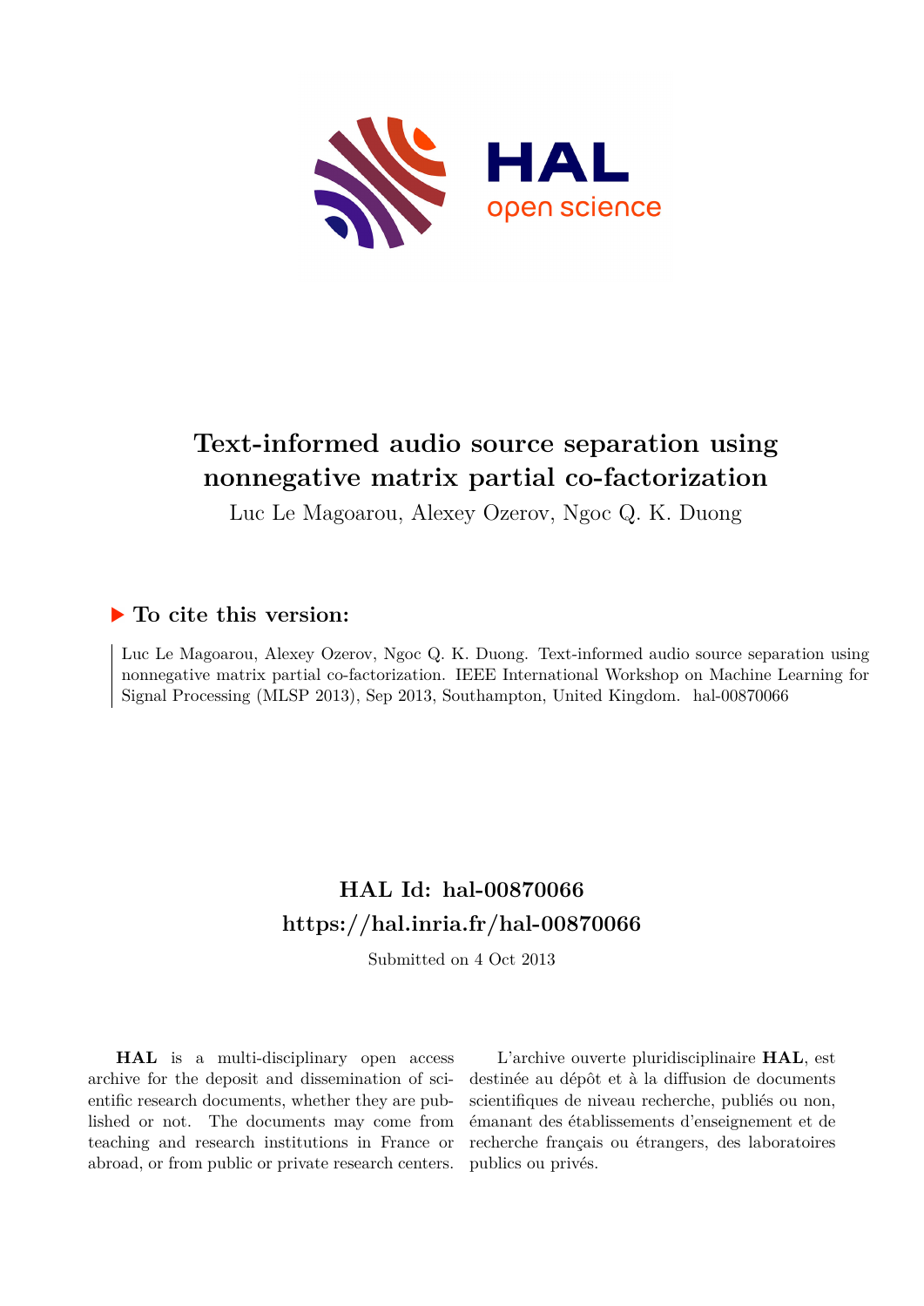# Text-informed audio source separation using nonnegative matrix partial co-factorization

Luc Le Magoarou, Alexey Ozerov, Ngoc Q. K. Duong

## To cite this version:

Luc Le Magoarou, Alexey Ozerov, Ngoc Q. K. Duong. Text-informed audio source separation using nonnegative matrix partial co-factorization. IEEE International Workshop on Machine Learning for Signal Processing (MLSP 2013), Sep 2013, Southampton, United Kingdom. hal-00870066

## HAL Id: hal-00870066
## https://hal.inria.fr/hal-00870066

Submitted on 4 Oct 2013

**HAL** is a multi-disciplinary open access archive for the deposit and dissemination of scientific research documents, whether they are published or not. The documents may come from teaching and research institutions in France or abroad, or from public or private research centers.

L'archive ouverte pluridisciplinaire **HAL**, est destinée au dépôt et à la diffusion de documents scientifiques de niveau recherche, publiés ou non, émanant des établissements d'enseignement et de recherche français ou étrangers, des laboratoires publics ou privés.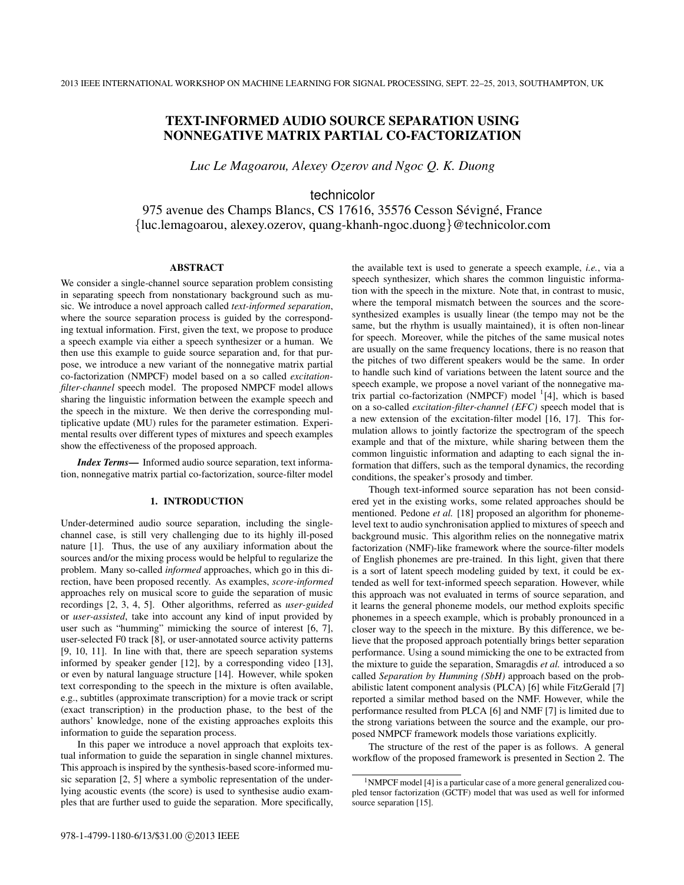# TEXT-INFORMED AUDIO SOURCE SEPARATION USING NONNEGATIVE MATRIX PARTIAL CO-FACTORIZATION

*Luc Le Magoarou, Alexey Ozerov and Ngoc Q. K. Duong*

technicolor

975 avenue des Champs Blancs, CS 17616, 35576 Cesson Sévigné, France

{luc.lemagoarou, alexey.ozerov, quang-khanh-ngoc.duong}@technicolor.com

## ABSTRACT

We consider a single-channel source separation problem consisting in separating speech from nonstationary background such as music. We introduce a novel approach called *text-informed separation*, where the source separation process is guided by the corresponding textual information. First, given the text, we propose to produce a speech example via either a speech synthesizer or a human. We then use this example to guide source separation and, for that purpose, we introduce a new variant of the nonnegative matrix partial co-factorization (NMPCF) model based on a so called *excitation-filter-channel* speech model. The proposed NMPCF model allows sharing the linguistic information between the example speech and the speech in the mixture. We then derive the corresponding multiplicative update (MU) rules for the parameter estimation. Experimental results over different types of mixtures and speech examples show the effectiveness of the proposed approach.

***Index Terms*—** Informed audio source separation, text information, nonnegative matrix partial co-factorization, source-filter model

## 1. INTRODUCTION

Under-determined audio source separation, including the single-channel case, is still very challenging due to its highly ill-posed nature [1]. Thus, the use of any auxiliary information about the sources and/or the mixing process would be helpful to regularize the problem. Many so-called *informed* approaches, which go in this direction, have been proposed recently. As examples, *score-informed* approaches rely on musical score to guide the separation of music recordings [2, 3, 4, 5]. Other algorithms, referred as *user-guided* or *user-assisted*, take into account any kind of input provided by user such as "humming" mimicking the source of interest [6, 7], user-selected F0 track [8], or user-annotated source activity patterns [9, 10, 11]. In line with that, there are speech separation systems informed by speaker gender [12], by a corresponding video [13], or even by natural language structure [14]. However, while spoken text corresponding to the speech in the mixture is often available, e.g., subtitles (approximate transcription) for a movie track or script (exact transcription) in the production phase, to the best of the authors' knowledge, none of the existing approaches exploits this information to guide the separation process.

In this paper we introduce a novel approach that exploits textual information to guide the separation in single channel mixtures. This approach is inspired by the synthesis-based score-informed music separation [2, 5] where a symbolic representation of the underlying acoustic events (the score) is used to synthesise audio examples that are further used to guide the separation. More specifically, the available text is used to generate a speech example, *i.e.*, via a speech synthesizer, which shares the common linguistic information with the speech in the mixture. Note that, in contrast to music, where the temporal mismatch between the sources and the score-synthesized examples is usually linear (the tempo may not be the same, but the rhythm is usually maintained), it is often non-linear for speech. Moreover, while the pitches of the same musical notes are usually on the same frequency locations, there is no reason that the pitches of two different speakers would be the same. In order to handle such kind of variations between the latent source and the speech example, we propose a novel variant of the nonnegative matrix partial co-factorization (NMPCF) model [1][4], which is based on a so-called *excitation-filter-channel (EFC)* speech model that is a new extension of the excitation-filter model [16, 17]. This formulation allows to jointly factorize the spectrogram of the speech example and that of the mixture, while sharing between them the common linguistic information and adapting to each signal the information that differs, such as the temporal dynamics, the recording conditions, the speaker's prosody and timber.

Though text-informed source separation has not been considered yet in the existing works, some related approaches should be mentioned. Pedone *et al.* [18] proposed an algorithm for phoneme-level text to audio synchronisation applied to mixtures of speech and background music. This algorithm relies on the nonnegative matrix factorization (NMF)-like framework where the source-filter models of English phonemes are pre-trained. In this light, given that there is a sort of latent speech modeling guided by text, it could be extended as well for text-informed speech separation. However, while this approach was not evaluated in terms of source separation, and it learns the general phoneme models, our method exploits specific phonemes in a speech example, which is probably pronounced in a closer way to the speech in the mixture. By this difference, we believe that the proposed approach potentially brings better separation performance. Using a sound mimicking the one to be extracted from the mixture to guide the separation, Smaragdis *et al.* introduced a so called *Separation by Humming (SbH)* approach based on the probabilistic latent component analysis (PLCA) [6] while FitzGerald [7] reported a similar method based on the NMF. However, while the performance resulted from PLCA [6] and NMF [7] is limited due to the strong variations between the source and the example, our proposed NMPCF framework models those variations explicitly.

The structure of the rest of the paper is as follows. A general workflow of the proposed framework is presented in Section 2. The

[1]NMPCF model [4] is a particular case of a more general generalized coupled tensor factorization (GCTF) model that was used as well for informed source separation [15].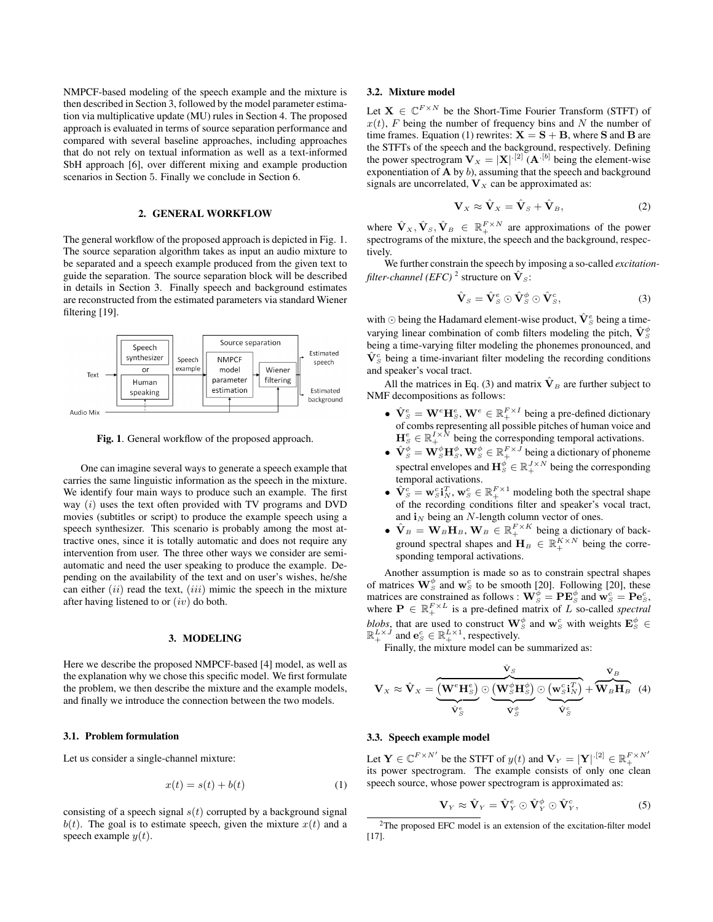NMPCF-based modeling of the speech example and the mixture is then described in Section 3, followed by the model parameter estimation via multiplicative update (MU) rules in Section 4. The proposed approach is evaluated in terms of source separation performance and compared with several baseline approaches, including approaches that do not rely on textual information as well as a text-informed SbH approach [6], over different mixing and example production scenarios in Section 5. Finally we conclude in Section 6.

## 2. GENERAL WORKFLOW

The general workflow of the proposed approach is depicted in Fig. 1. The source separation algorithm takes as input an audio mixture to be separated and a speech example produced from the given text to guide the separation. The source separation block will be described in details in Section 3. Finally speech and background estimates are reconstructed from the estimated parameters via standard Wiener filtering [19].

Text

Speech synthesizer

or

Human speaking

Speech example

Source separation

NMPCF model parameter estimation

Wiener filtering

Estimated speech

Estimated background

Audio Mix

**Fig. 1**. General workflow of the proposed approach.

One can imagine several ways to generate a speech example that carries the same linguistic information as the speech in the mixture. We identify four main ways to produce such an example. The first way $(i)$ uses the text often provided with TV programs and DVD movies (subtitles or script) to produce the example speech using a speech synthesizer. This scenario is probably among the most attractive ones, since it is totally automatic and does not require any intervention from user. The three other ways we consider are semi-automatic and need the user speaking to produce the example. Depending on the availability of the text and on user's wishes, he/she can either $(ii)$ read the text, $(iii)$ mimic the speech in the mixture after having listened to or $(iv)$ do both.

## 3. MODELING

Here we describe the proposed NMPCF-based [4] model, as well as the explanation why we chose this specific model. We first formulate the problem, we then describe the mixture and the example models, and finally we introduce the connection between the two models.

### 3.1. Problem formulation

Let us consider a single-channel mixture:

$$x(t) = s(t) + b(t) \tag{1}$$

consisting of a speech signal $s(t)$ corrupted by a background signal $b(t)$. The goal is to estimate speech, given the mixture $x(t)$ and a speech example $y(t)$.

### 3.2. Mixture model

Let $\mathbf{X} \in \mathbb{C}^{F \times N}$ be the Short-Time Fourier Transform (STFT) of $x(t)$, $F$ being the number of frequency bins and $N$ the number of time frames. Equation (1) rewrites: $\mathbf{X} = \mathbf{S} + \mathbf{B}$, where $\mathbf{S}$ and $\mathbf{B}$ are the STFTs of the speech and the background, respectively. Defining the power spectrogram $\mathbf{V}_X = |\mathbf{X}|^{.[2]}$ ($\mathbf{A}^{.[b]}$ being the element-wise exponentiation of $\mathbf{A}$ by $b$), assuming that the speech and background signals are uncorrelated, $\mathbf{V}_X$ can be approximated as:

$$\mathbf{V}_X \approx \hat{\mathbf{V}}_X = \hat{\mathbf{V}}_S + \hat{\mathbf{V}}_B, \tag{2}$$

where $\hat{\mathbf{V}}_X, \hat{\mathbf{V}}_S, \hat{\mathbf{V}}_B \in \mathbb{R}_+^{F \times N}$ are approximations of the power spectrograms of the mixture, the speech and the background, respectively.

We further constrain the speech by imposing a so-called *excitation-filter-channel (EFC)* [2] structure on $\hat{\mathbf{V}}_S$:

$$\hat{\mathbf{V}}_S = \hat{\mathbf{V}}_S^e \odot \hat{\mathbf{V}}_S^\phi \odot \hat{\mathbf{V}}_S^c, \tag{3}$$

with $\odot$ being the Hadamard element-wise product, $\hat{\mathbf{V}}_S^e$ being a time-varying linear combination of comb filters modeling the pitch, $\hat{\mathbf{V}}_S^\phi$ being a time-varying filter modeling the phonemes pronounced, and $\hat{\mathbf{V}}_S^c$ being a time-invariant filter modeling the recording conditions and speaker's vocal tract.

All the matrices in Eq. (3) and matrix $\hat{\mathbf{V}}_B$ are further subject to NMF decompositions as follows:

- $\hat{\mathbf{V}}_S^e = \mathbf{W}^e \mathbf{H}_S^e$, $\mathbf{W}^e \in \mathbb{R}_+^{F \times I}$ being a pre-defined dictionary of combs representing all possible pitches of human voice and $\mathbf{H}_S^e \in \mathbb{R}_+^{I \times N}$ being the corresponding temporal activations.
- $\hat{\mathbf{V}}_S^\phi = \mathbf{W}_S^\phi \mathbf{H}_S^\phi$, $\mathbf{W}_S^\phi \in \mathbb{R}_+^{F \times J}$ being a dictionary of phoneme spectral envelopes and $\mathbf{H}_S^\phi \in \mathbb{R}_+^{J \times N}$ being the corresponding temporal activations.
- $\hat{\mathbf{V}}_S^c = \mathbf{w}_S^c \mathbf{i}_N^T$, $\mathbf{w}_S^c \in \mathbb{R}_+^{F \times 1}$ modeling both the spectral shape of the recording conditions filter and speaker's vocal tract, and $\mathbf{i}_N$ being an $N$-length column vector of ones.
- $\hat{\mathbf{V}}_B = \mathbf{W}_B \mathbf{H}_B$, $\mathbf{W}_B \in \mathbb{R}_+^{F \times K}$ being a dictionary of background spectral shapes and $\mathbf{H}_B \in \mathbb{R}_+^{K \times N}$ being the corresponding temporal activations.

Another assumption is made so as to constrain spectral shapes of matrices $\mathbf{W}_S^\phi$ and $\mathbf{w}_S^c$ to be smooth [20]. Following [20], these matrices are constrained as follows : $\mathbf{W}_S^\phi = \mathbf{P}\mathbf{E}_S^\phi$ and $\mathbf{w}_S^c = \mathbf{P}\mathbf{e}_S^c$, where $\mathbf{P} \in \mathbb{R}_+^{F \times L}$ is a pre-defined matrix of $L$ so-called *spectral blobs*, that are used to construct $\mathbf{W}_S^\phi$ and $\mathbf{w}_S^c$ with weights $\mathbf{E}_S^\phi \in \mathbb{R}_+^{L \times J}$ and $\mathbf{e}_S^c \in \mathbb{R}_+^{L \times 1}$, respectively.

Finally, the mixture model can be summarized as:

$$\mathbf{V}_X \approx \hat{\mathbf{V}}_X = \overbrace{\underbrace{(\mathbf{W}^e \mathbf{H}_S^e)}_{\hat{\mathbf{V}}_S^e} \odot \underbrace{(\mathbf{W}_S^\phi \mathbf{H}_S^\phi)}_{\hat{\mathbf{V}}_S^\phi} \odot \underbrace{(\mathbf{w}_S^c \mathbf{i}_N^T)}_{\hat{\mathbf{V}}_S^c}}^{\hat{\mathbf{V}}_S} + \overbrace{\mathbf{W}_B \mathbf{H}_B}^{\hat{\mathbf{V}}_B} \tag{4}$$

### 3.3. Speech example model

Let $\mathbf{Y} \in \mathbb{C}^{F \times N'}$ be the STFT of $y(t)$ and $\mathbf{V}_Y = |\mathbf{Y}|^{.[2]} \in \mathbb{R}_+^{F \times N'}$ its power spectrogram. The example consists of only one clean speech source, whose power spectrogram is approximated as:

$$\mathbf{V}_Y \approx \hat{\mathbf{V}}_Y = \hat{\mathbf{V}}_Y^e \odot \hat{\mathbf{V}}_Y^\phi \odot \hat{\mathbf{V}}_Y^c, \tag{5}$$

[2] The proposed EFC model is an extension of the excitation-filter model [17].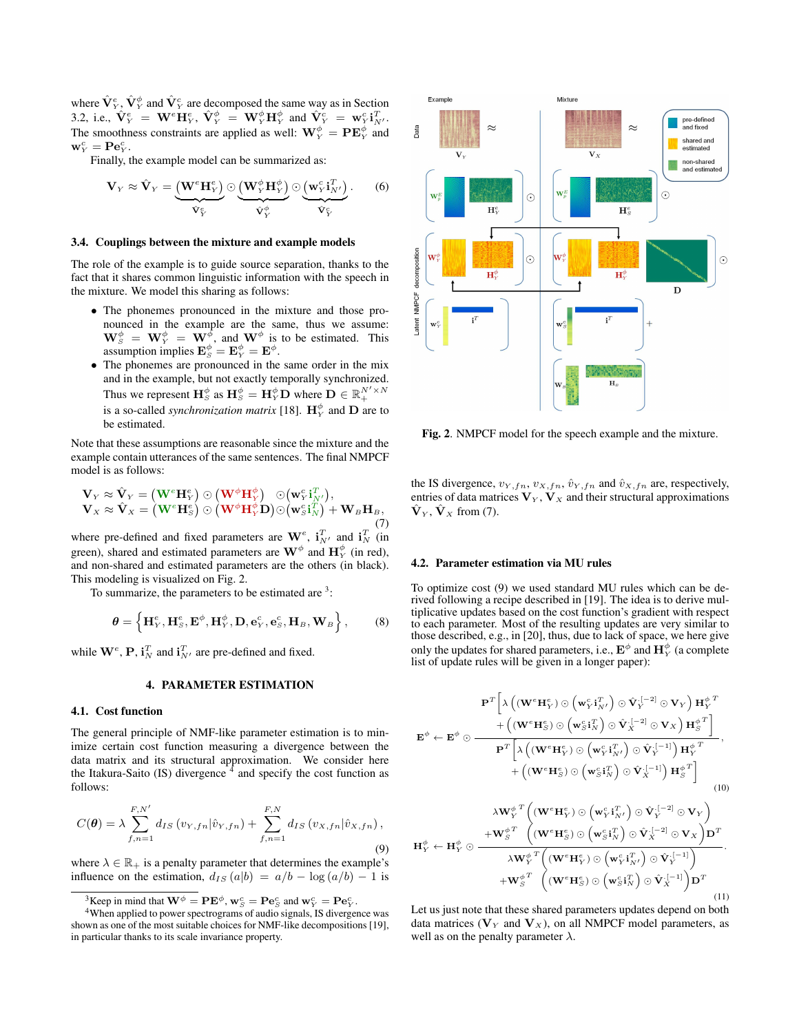where $\hat{\mathbf{V}}^e_Y$, $\hat{\mathbf{V}}^\phi_Y$ and $\hat{\mathbf{V}}^c_Y$ are decomposed the same way as in Section 3.2, i.e., $\hat{\mathbf{V}}^e_Y = \mathbf{W}^e\mathbf{H}^e_Y$, $\hat{\mathbf{V}}^\phi_Y = \mathbf{W}^\phi_Y\mathbf{H}^\phi_Y$ and $\hat{\mathbf{V}}^c_Y = \mathbf{w}^c_Y\mathbf{i}^T_{N'}$. The smoothness constraints are applied as well: $\mathbf{W}^\phi_Y = \mathbf{P}\mathbf{E}^\phi_Y$ and $\mathbf{w}^c_Y = \mathbf{P}\mathbf{e}^c_Y$.

Finally, the example model can be summarized as:

$$\mathbf{V}_Y \approx \hat{\mathbf{V}}_Y = \underbrace{\left(\mathbf{W}^e\mathbf{H}^e_Y\right)}_{\hat{\mathbf{V}}^e_Y} \odot \underbrace{\left(\mathbf{W}^\phi_Y\mathbf{H}^\phi_Y\right)}_{\hat{\mathbf{V}}^\phi_Y} \odot \underbrace{\left(\mathbf{w}^c_Y\mathbf{i}^T_{N'}\right)}_{\hat{\mathbf{V}}^c_Y}. \tag{6}$$

### 3.4. Couplings between the mixture and example models

The role of the example is to guide source separation, thanks to the fact that it shares common linguistic information with the speech in the mixture. We model this sharing as follows:

- The phonemes pronounced in the mixture and those pronounced in the example are the same, thus we assume: $\mathbf{W}^\phi_S = \mathbf{W}^\phi_Y = \mathbf{W}^\phi$, and $\mathbf{W}^\phi$ is to be estimated. This assumption implies $\mathbf{E}^\phi_S = \mathbf{E}^\phi_Y = \mathbf{E}^\phi$.
- The phonemes are pronounced in the same order in the mix and in the example, but not exactly temporally synchronized. Thus we represent $\mathbf{H}^\phi_S$ as $\mathbf{H}^\phi_S = \mathbf{H}^\phi_Y\mathbf{D}$ where $\mathbf{D} \in \mathbb{R}^{N'\times N}_+$ is a so-called *synchronization matrix* [18]. $\mathbf{H}^\phi_Y$ and $\mathbf{D}$ are to be estimated.

Note that these assumptions are reasonable since the mixture and the example contain utterances of the same sentences. The final NMPCF model is as follows:

$$\begin{aligned}\mathbf{V}_Y \approx \hat{\mathbf{V}}_Y &= (\mathbf{W}^e\mathbf{H}^e_Y) \odot (\mathbf{W}^\phi\mathbf{H}^\phi_Y) \odot (\mathbf{w}^c_Y\mathbf{i}^T_{N'}),\\ \mathbf{V}_X \approx \hat{\mathbf{V}}_X &= (\mathbf{W}^e\mathbf{H}^e_S) \odot (\mathbf{W}^\phi\mathbf{H}^\phi_Y\mathbf{D}) \odot (\mathbf{w}^c_S\mathbf{i}^T_N) + \mathbf{W}_B\mathbf{H}_B,\end{aligned} \tag{7}$$

where pre-defined and fixed parameters are $\mathbf{W}^e$, $\mathbf{i}^T_{N'}$ and $\mathbf{i}^T_N$ (in green), shared and estimated parameters are $\mathbf{W}^\phi$ and $\mathbf{H}^\phi_Y$ (in red), and non-shared and estimated parameters are the others (in black). This modeling is visualized on Fig. 2.

To summarize, the parameters to be estimated are [3]:

$$\boldsymbol{\theta} = \left\{\mathbf{H}^e_Y, \mathbf{H}^e_S, \mathbf{E}^\phi, \mathbf{H}^\phi_Y, \mathbf{D}, \mathbf{e}^c_Y, \mathbf{e}^c_S, \mathbf{H}_B, \mathbf{W}_B\right\}, \tag{8}$$

while $\mathbf{W}^e$, $\mathbf{P}$, $\mathbf{i}^T_N$ and $\mathbf{i}^T_{N'}$ are pre-defined and fixed.

## 4. PARAMETER ESTIMATION

### 4.1. Cost function

The general principle of NMF-like parameter estimation is to minimize certain cost function measuring a divergence between the data matrix and its structural approximation. We consider here the Itakura-Saito (IS) divergence [4] and specify the cost function as follows:

$$C(\boldsymbol{\theta}) = \lambda \sum_{f,n=1}^{F,N'} d_{IS}\left(v_{Y,fn}|\hat{v}_{Y,fn}\right) + \sum_{f,n=1}^{F,N} d_{IS}\left(v_{X,fn}|\hat{v}_{X,fn}\right), \tag{9}$$

where $\lambda \in \mathbb{R}_+$ is a penalty parameter that determines the example's influence on the estimation, $d_{IS}(a|b) = a/b - \log(a/b) - 1$ is

[3] Keep in mind that $\mathbf{W}^\phi = \mathbf{P}\mathbf{E}^\phi$, $\mathbf{w}^c_S = \mathbf{P}\mathbf{e}^c_S$ and $\mathbf{w}^c_Y = \mathbf{P}\mathbf{e}^c_Y$.

[4] When applied to power spectrograms of audio signals, IS divergence was shown as one of the most suitable choices for NMF-like decompositions [19], in particular thanks to its scale invariance property.

Example

Mixture

Data

$\mathbf{V}_Y$ $\approx$

$\mathbf{V}_X$ $\approx$

pre-defined and fixed

shared and estimated

non-shared and estimated

Latent NMPCF decomposition

$\mathbf{W}^E_p$ $\mathbf{H}^e_Y$ $\odot$

$\mathbf{W}^E_p$ $\mathbf{H}^e_S$ $\odot$

$\mathbf{W}^\phi_Y$ $\mathbf{H}^\phi_Y$ $\odot$

$\mathbf{W}^\phi_Y$ $\mathbf{H}^\phi_Y$ $\mathbf{D}$ $\odot$

$\mathbf{w}^c_Y$ $\mathbf{i}^T$

$\mathbf{w}^c_S$ $\mathbf{i}^T$ +

$\mathbf{W}_B$ $\mathbf{H}_B$

**Fig. 2**. NMPCF model for the speech example and the mixture.

the IS divergence, $v_{Y,fn}$, $v_{X,fn}$, $\hat{v}_{Y,fn}$ and $\hat{v}_{X,fn}$ are, respectively, entries of data matrices $\mathbf{V}_Y$, $\mathbf{V}_X$ and their structural approximations $\hat{\mathbf{V}}_Y$, $\hat{\mathbf{V}}_X$ from (7).

### 4.2. Parameter estimation via MU rules

To optimize cost (9) we used standard MU rules which can be derived following a recipe described in [19]. The idea is to derive multiplicative updates based on the cost function's gradient with respect to each parameter. Most of the resulting updates are very similar to those described, e.g., in [20], thus, due to lack of space, we here give only the updates for shared parameters, i.e., $\mathbf{E}^\phi$ and $\mathbf{H}^\phi_Y$ (a complete list of update rules will be given in a longer paper):

$$\mathbf{E}^\phi \leftarrow \mathbf{E}^\phi \odot \frac{\mathbf{P}^T\left[\lambda\left((\mathbf{W}^e\mathbf{H}^e_Y)\odot\left(\mathbf{w}^c_Y\mathbf{i}^T_{N'}\right)\odot\hat{\mathbf{V}}_Y^{.[-2]}\odot\mathbf{V}_Y\right)\mathbf{H}^{\phi\,T}_Y + \left((\mathbf{W}^e\mathbf{H}^e_S)\odot\left(\mathbf{w}^c_S\mathbf{i}^T_N\right)\odot\hat{\mathbf{V}}_X^{.[-2]}\odot\mathbf{V}_X\right)\mathbf{H}^{\phi\,T}_S\right]}{\mathbf{P}^T\left[\lambda\left((\mathbf{W}^e\mathbf{H}^e_Y)\odot\left(\mathbf{w}^c_Y\mathbf{i}^T_{N'}\right)\odot\hat{\mathbf{V}}_Y^{.[-1]}\right)\mathbf{H}^{\phi\,T}_Y + \left((\mathbf{W}^e\mathbf{H}^e_S)\odot\left(\mathbf{w}^c_S\mathbf{i}^T_N\right)\odot\hat{\mathbf{V}}_X^{.[-1]}\right)\mathbf{H}^{\phi\,T}_S\right]}, \tag{10}$$

$$\mathbf{H}^\phi_Y \leftarrow \mathbf{H}^\phi_Y \odot \frac{\lambda\mathbf{W}^{\phi\,T}_Y\left((\mathbf{W}^e\mathbf{H}^e_Y)\odot\left(\mathbf{w}^c_Y\mathbf{i}^T_{N'}\right)\odot\hat{\mathbf{V}}_Y^{.[-2]}\odot\mathbf{V}_Y\right) + \mathbf{W}^{\phi\,T}_S\left((\mathbf{W}^e\mathbf{H}^e_S)\odot\left(\mathbf{w}^c_S\mathbf{i}^T_N\right)\odot\hat{\mathbf{V}}_X^{.[-2]}\odot\mathbf{V}_X\right)\mathbf{D}^T}{\lambda\mathbf{W}^{\phi\,T}_Y\left((\mathbf{W}^e\mathbf{H}^e_Y)\odot\left(\mathbf{w}^c_Y\mathbf{i}^T_{N'}\right)\odot\hat{\mathbf{V}}_Y^{.[-1]}\right) + \mathbf{W}^{\phi\,T}_S\left((\mathbf{W}^e\mathbf{H}^e_S)\odot\left(\mathbf{w}^c_S\mathbf{i}^T_N\right)\odot\hat{\mathbf{V}}_X^{.[-1]}\right)\mathbf{D}^T}. \tag{11}$$

Let us just note that these shared parameters updates depend on both data matrices ($\mathbf{V}_Y$ and $\mathbf{V}_X$), on all NMPCF model parameters, as well as on the penalty parameter $\lambda$.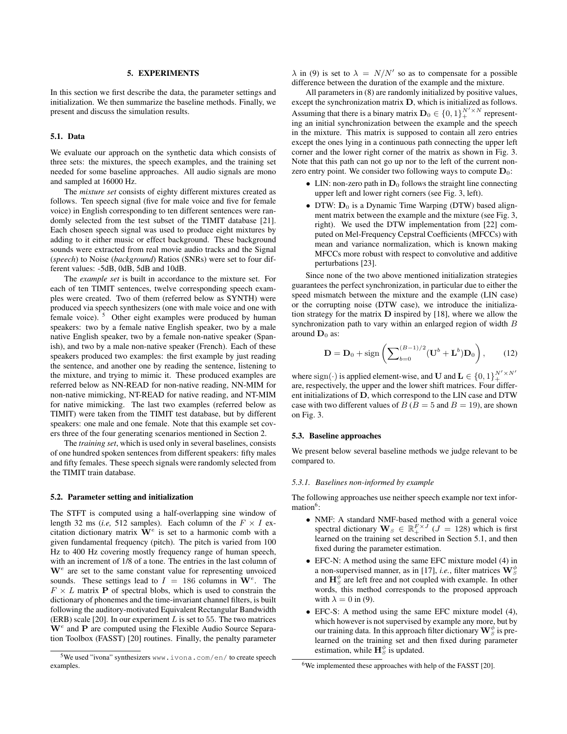## 5. EXPERIMENTS

In this section we first describe the data, the parameter settings and initialization. We then summarize the baseline methods. Finally, we present and discuss the simulation results.

### 5.1. Data

We evaluate our approach on the synthetic data which consists of three sets: the mixtures, the speech examples, and the training set needed for some baseline approaches. All audio signals are mono and sampled at 16000 Hz.

The *mixture set* consists of eighty different mixtures created as follows. Ten speech signal (five for male voice and five for female voice) in English corresponding to ten different sentences were randomly selected from the test subset of the TIMIT database [21]. Each chosen speech signal was used to produce eight mixtures by adding to it either music or effect background. These background sounds were extracted from real movie audio tracks and the Signal (*speech*) to Noise (*background*) Ratios (SNRs) were set to four different values: -5dB, 0dB, 5dB and 10dB.

The *example set* is built in accordance to the mixture set. For each of ten TIMIT sentences, twelve corresponding speech examples were created. Two of them (referred below as SYNTH) were produced via speech synthesizers (one with male voice and one with female voice). [5] Other eight examples were produced by human speakers: two by a female native English speaker, two by a male native English speaker, two by a female non-native speaker (Spanish), and two by a male non-native speaker (French). Each of these speakers produced two examples: the first example by just reading the sentence, and another one by reading the sentence, listening to the mixture, and trying to mimic it. These produced examples are referred below as NN-READ for non-native reading, NN-MIM for non-native mimicking, NT-READ for native reading, and NT-MIM for native mimicking. The last two examples (referred below as TIMIT) were taken from the TIMIT test database, but by different speakers: one male and one female. Note that this example set covers three of the four generating scenarios mentioned in Section 2.

The *training set*, which is used only in several baselines, consists of one hundred spoken sentences from different speakers: fifty males and fifty females. These speech signals were randomly selected from the TIMIT train database.

### 5.2. Parameter setting and initialization

The STFT is computed using a half-overlapping sine window of length 32 ms (*i.e,* 512 samples). Each column of the $F \times I$ excitation dictionary matrix $\mathbf{W}^e$ is set to a harmonic comb with a given fundamental frequency (pitch). The pitch is varied from 100 Hz to 400 Hz covering mostly frequency range of human speech, with an increment of 1/8 of a tone. The entries in the last column of $\mathbf{W}^e$ are set to the same constant value for representing unvoiced sounds. These settings lead to $I = 186$ columns in $\mathbf{W}^e$. The $F \times L$ matrix $\mathbf{P}$ of spectral blobs, which is used to constrain the dictionary of phonemes and the time-invariant channel filters, is built following the auditory-motivated Equivalent Rectangular Bandwidth (ERB) scale [20]. In our experiment $L$ is set to 55. The two matrices $\mathbf{W}^e$ and $\mathbf{P}$ are computed using the Flexible Audio Source Separation Toolbox (FASST) [20] routines. Finally, the penalty parameter $\lambda$ in (9) is set to $\lambda = N/N'$ so as to compensate for a possible difference between the duration of the example and the mixture.

All parameters in (8) are randomly initialized by positive values, except the synchronization matrix $\mathbf{D}$, which is initialized as follows. Assuming that there is a binary matrix $\mathbf{D}_0 \in \{0,1\}_+^{N' \times N}$ representing an initial synchronization between the example and the speech in the mixture. This matrix is supposed to contain all zero entries except the ones lying in a continuous path connecting the upper left corner and the lower right corner of the matrix as shown in Fig. 3. Note that this path can not go up nor to the left of the current non-zero entry point. We consider two following ways to compute $\mathbf{D}_0$:

- LIN: non-zero path in $\mathbf{D}_0$ follows the straight line connecting upper left and lower right corners (see Fig. 3, left).
- DTW: $\mathbf{D}_0$ is a Dynamic Time Warping (DTW) based alignment matrix between the example and the mixture (see Fig. 3, right). We used the DTW implementation from [22] computed on Mel-Frequency Cepstral Coefficients (MFCCs) with mean and variance normalization, which is known making MFCCs more robust with respect to convolutive and additive perturbations [23].

Since none of the two above mentioned initialization strategies guarantees the perfect synchronization, in particular due to either the speed mismatch between the mixture and the example (LIN case) or the corrupting noise (DTW case), we introduce the initialization strategy for the matrix $\mathbf{D}$ inspired by [18], where we allow the synchronization path to vary within an enlarged region of width $B$ around $\mathbf{D}_0$ as:

$$\mathbf{D} = \mathbf{D}_0 + \mathrm{sign}\left(\sum\nolimits_{b=0}^{(B-1)/2} (\mathbf{U}^b + \mathbf{L}^b)\mathbf{D}_0\right), \qquad (12)$$

where $\mathrm{sign}(\cdot)$ is applied element-wise, and $\mathbf{U}$ and $\mathbf{L} \in \{0,1\}_+^{N' \times N'}$ are, respectively, the upper and the lower shift matrices. Four different initializations of $\mathbf{D}$, which correspond to the LIN case and DTW case with two different values of $B$ ($B = 5$ and $B = 19$), are shown on Fig. 3.

### 5.3. Baseline approaches

We present below several baseline methods we judge relevant to be compared to.

#### 5.3.1. Baselines non-informed by example

The following approaches use neither speech example nor text information[6]:

- NMF: A standard NMF-based method with a general voice spectral dictionary $\mathbf{W}_S \in \mathbb{R}_+^{F \times J}$ ($J = 128$) which is first learned on the training set described in Section 5.1, and then fixed during the parameter estimation.
- EFC-N: A method using the same EFC mixture model (4) in a non-supervised manner, as in [17], *i.e.*, filter matrices $\mathbf{W}_S^\phi$ and $\mathbf{H}_S^\phi$ are left free and not coupled with example. In other words, this method corresponds to the proposed approach with $\lambda = 0$ in (9).
- EFC-S: A method using the same EFC mixture model (4), which however is not supervised by example any more, but by our training data. In this approach filter dictionary $\mathbf{W}_S^\phi$ is prelearned on the training set and then fixed during parameter estimation, while $\mathbf{H}_S^\phi$ is updated.

[5] We used "ivona" synthesizers www.ivona.com/en/ to create speech examples.

[6] We implemented these approaches with help of the FASST [20].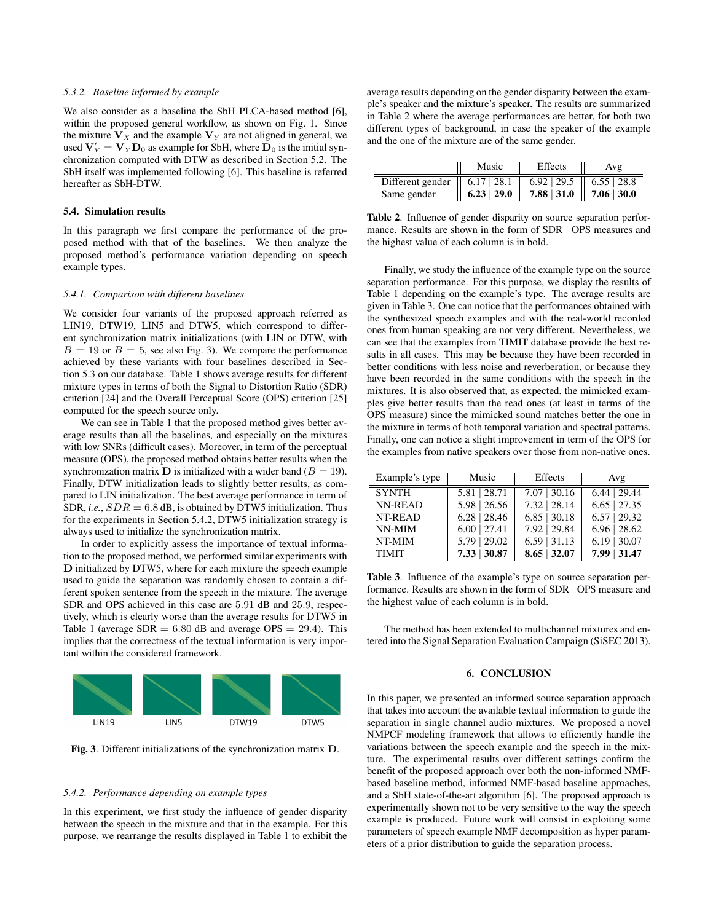#### 5.3.2. Baseline informed by example

We also consider as a baseline the SbH PLCA-based method [6], within the proposed general workflow, as shown on Fig. 1. Since the mixture $\mathbf{V}_X$ and the example $\mathbf{V}_Y$ are not aligned in general, we used $\mathbf{V}'_Y = \mathbf{V}_Y \mathbf{D}_0$ as example for SbH, where $\mathbf{D}_0$ is the initial synchronization computed with DTW as described in Section 5.2. The SbH itself was implemented following [6]. This baseline is referred hereafter as SbH-DTW.

### 5.4. Simulation results

In this paragraph we first compare the performance of the proposed method with that of the baselines. We then analyze the proposed method's performance variation depending on speech example types.

#### 5.4.1. Comparison with different baselines

We consider four variants of the proposed approach referred as LIN19, DTW19, LIN5 and DTW5, which correspond to different synchronization matrix initializations (with LIN or DTW, with $B = 19$ or $B = 5$, see also Fig. 3). We compare the performance achieved by these variants with four baselines described in Section 5.3 on our database. Table 1 shows average results for different mixture types in terms of both the Signal to Distortion Ratio (SDR) criterion [24] and the Overall Perceptual Score (OPS) criterion [25] computed for the speech source only.

We can see in Table 1 that the proposed method gives better average results than all the baselines, and especially on the mixtures with low SNRs (difficult cases). Moreover, in term of the perceptual measure (OPS), the proposed method obtains better results when the synchronization matrix $\mathbf{D}$ is initialized with a wider band ($B = 19$). Finally, DTW initialization leads to slightly better results, as compared to LIN initialization. The best average performance in term of SDR, *i.e.*, $SDR = 6.8$ dB, is obtained by DTW5 initialization. Thus for the experiments in Section 5.4.2, DTW5 initialization strategy is always used to initialize the synchronization matrix.

In order to explicitly assess the importance of textual information to the proposed method, we performed similar experiments with $\mathbf{D}$ initialized by DTW5, where for each mixture the speech example used to guide the separation was randomly chosen to contain a different spoken sentence from the speech in the mixture. The average SDR and OPS achieved in this case are $5.91$ dB and $25.9$, respectively, which is clearly worse than the average results for DTW5 in Table 1 (average SDR $= 6.80$ dB and average OPS $= 29.4$). This implies that the correctness of the textual information is very important within the considered framework.

LIN19 LIN5 DTW19 DTW5

**Fig. 3**. Different initializations of the synchronization matrix $\mathbf{D}$.

#### 5.4.2. Performance depending on example types

In this experiment, we first study the influence of gender disparity between the speech in the mixture and that in the example. For this purpose, we rearrange the results displayed in Table 1 to exhibit the average results depending on the gender disparity between the example's speaker and the mixture's speaker. The results are summarized in Table 2 where the average performances are better, for both two different types of background, in case the speaker of the example and the one of the mixture are of the same gender.

| | Music | Effects | Avg |
|---|---|---|---|
| Different gender | 6.17 \| 28.1 | 6.92 \| 29.5 | 6.55 \| 28.8 |
| Same gender | **6.23 \| 29.0** | **7.88 \| 31.0** | **7.06 \| 30.0** |

**Table 2**. Influence of gender disparity on source separation performance. Results are shown in the form of SDR | OPS measures and the highest value of each column is in bold.

Finally, we study the influence of the example type on the source separation performance. For this purpose, we display the results of Table 1 depending on the example's type. The average results are given in Table 3. One can notice that the performances obtained with the synthesized speech examples and with the real-world recorded ones from human speaking are not very different. Nevertheless, we can see that the examples from TIMIT database provide the best results in all cases. This may be because they have been recorded in better conditions with less noise and reverberation, or because they have been recorded in the same conditions with the speech in the mixtures. It is also observed that, as expected, the mimicked examples give better results than the read ones (at least in terms of the OPS measure) since the mimicked sound matches better the one in the mixture in terms of both temporal variation and spectral patterns. Finally, one can notice a slight improvement in term of the OPS for the examples from native speakers over those from non-native ones.

| Example's type | Music | Effects | Avg |
|---|---|---|---|
| SYNTH | 5.81 \| 28.71 | 7.07 \| 30.16 | 6.44 \| 29.44 |
| NN-READ | 5.98 \| 26.56 | 7.32 \| 28.14 | 6.65 \| 27.35 |
| NT-READ | 6.28 \| 28.46 | 6.85 \| 30.18 | 6.57 \| 29.32 |
| NN-MIM | 6.00 \| 27.41 | 7.92 \| 29.84 | 6.96 \| 28.62 |
| NT-MIM | 5.79 \| 29.02 | 6.59 \| 31.13 | 6.19 \| 30.07 |
| TIMIT | **7.33 \| 30.87** | **8.65 \| 32.07** | **7.99 \| 31.47** |

**Table 3**. Influence of the example's type on source separation performance. Results are shown in the form of SDR | OPS measure and the highest value of each column is in bold.

The method has been extended to multichannel mixtures and entered into the Signal Separation Evaluation Campaign (SiSEC 2013).

## 6. CONCLUSION

In this paper, we presented an informed source separation approach that takes into account the available textual information to guide the separation in single channel audio mixtures. We proposed a novel NMPCF modeling framework that allows to efficiently handle the variations between the speech example and the speech in the mixture. The experimental results over different settings confirm the benefit of the proposed approach over both the non-informed NMF-based baseline method, informed NMF-based baseline approaches, and a SbH state-of-the-art algorithm [6]. The proposed approach is experimentally shown not to be very sensitive to the way the speech example is produced. Future work will consist in exploiting some parameters of speech example NMF decomposition as hyper parameters of a prior distribution to guide the separation process.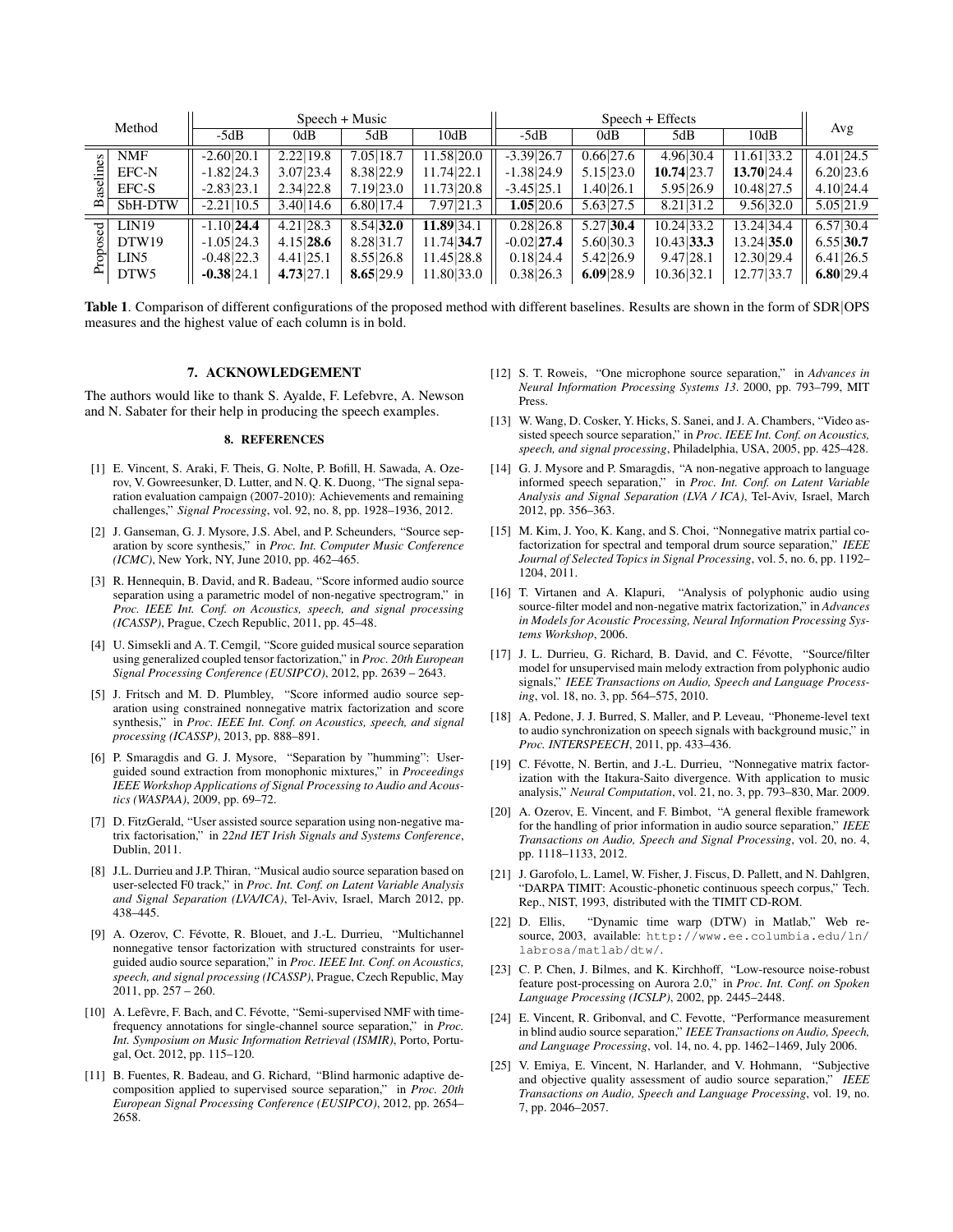| Method | | Speech + Music | | | | Speech + Effects | | | | Avg |
|---|---|---|---|---|---|---|---|---|---|---|
| | | -5dB | 0dB | 5dB | 10dB | -5dB | 0dB | 5dB | 10dB | |
| Baselines | NMF | -2.60\|20.1 | 2.22\|19.8 | 7.05\|18.7 | 11.58\|20.0 | -3.39\|26.7 | 0.66\|27.6 | 4.96\|30.4 | 11.61\|33.2 | 4.01\|24.5 |
| | EFC-N | -1.82\|24.3 | 3.07\|23.4 | 8.38\|22.9 | 11.74\|22.1 | -1.38\|24.9 | 5.15\|23.0 | **10.74**\|23.7 | **13.70**\|24.4 | 6.20\|23.6 |
| | EFC-S | -2.83\|23.1 | 2.34\|22.8 | 7.19\|23.0 | 11.73\|20.8 | -3.45\|25.1 | 1.40\|26.1 | 5.95\|26.9 | 10.48\|27.5 | 4.10\|24.4 |
| | SbH-DTW | -2.21\|10.5 | 3.40\|14.6 | 6.80\|17.4 | 7.97\|21.3 | **1.05**\|20.6 | 5.63\|27.5 | 8.21\|31.2 | 9.56\|32.0 | 5.05\|21.9 |
| Proposed | LIN19 | -1.10\|**24.4** | 4.21\|28.3 | 8.54\|**32.0** | **11.89**\|34.1 | 0.28\|26.8 | 5.27\|**30.4** | 10.24\|33.2 | 13.24\|34.4 | 6.57\|30.4 |
| | DTW19 | -1.05\|24.3 | 4.15\|**28.6** | 8.28\|31.7 | 11.74\|**34.7** | -0.02\|**27.4** | 5.60\|30.3 | 10.43\|**33.3** | 13.24\|**35.0** | 6.55\|**30.7** |
| | LIN5 | -0.48\|22.3 | 4.41\|25.1 | 8.55\|26.8 | 11.45\|28.8 | 0.18\|24.4 | 5.42\|26.9 | 9.47\|28.1 | 12.30\|29.4 | 6.41\|26.5 |
| | DTW5 | **-0.38**\|24.1 | **4.73**\|27.1 | **8.65**\|29.9 | 11.80\|33.0 | 0.38\|26.3 | **6.09**\|28.9 | 10.36\|32.1 | 12.77\|33.7 | **6.80**\|29.4 |

**Table 1**. Comparison of different configurations of the proposed method with different baselines. Results are shown in the form of SDR|OPS measures and the highest value of each column is in bold.

## 7. ACKNOWLEDGEMENT

The authors would like to thank S. Ayalde, F. Lefebvre, A. Newson and N. Sabater for their help in producing the speech examples.

## 8. REFERENCES

[1] E. Vincent, S. Araki, F. Theis, G. Nolte, P. Bofill, H. Sawada, A. Ozerov, V. Gowreesunker, D. Lutter, and N. Q. K. Duong, "The signal separation evaluation campaign (2007-2010): Achievements and remaining challenges," *Signal Processing*, vol. 92, no. 8, pp. 1928–1936, 2012.

[2] J. Ganseman, G. J. Mysore, J.S. Abel, and P. Scheunders, "Source separation by score synthesis," in *Proc. Int. Computer Music Conference (ICMC)*, New York, NY, June 2010, pp. 462–465.

[3] R. Hennequin, B. David, and R. Badeau, "Score informed audio source separation using a parametric model of non-negative spectrogram," in *Proc. IEEE Int. Conf. on Acoustics, speech, and signal processing (ICASSP)*, Prague, Czech Republic, 2011, pp. 45–48.

[4] U. Simsekli and A. T. Cemgil, "Score guided musical source separation using generalized coupled tensor factorization," in *Proc. 20th European Signal Processing Conference (EUSIPCO)*, 2012, pp. 2639 – 2643.

[5] J. Fritsch and M. D. Plumbley, "Score informed audio source separation using constrained nonnegative matrix factorization and score synthesis," in *Proc. IEEE Int. Conf. on Acoustics, speech, and signal processing (ICASSP)*, 2013, pp. 888–891.

[6] P. Smaragdis and G. J. Mysore, "Separation by "humming": User-guided sound extraction from monophonic mixtures," in *Proceedings IEEE Workshop Applications of Signal Processing to Audio and Acoustics (WASPAA)*, 2009, pp. 69–72.

[7] D. FitzGerald, "User assisted source separation using non-negative matrix factorisation," in *22nd IET Irish Signals and Systems Conference*, Dublin, 2011.

[8] J.L. Durrieu and J.P. Thiran, "Musical audio source separation based on user-selected F0 track," in *Proc. Int. Conf. on Latent Variable Analysis and Signal Separation (LVA/ICA)*, Tel-Aviv, Israel, March 2012, pp. 438–445.

[9] A. Ozerov, C. Févotte, R. Blouet, and J.-L. Durrieu, "Multichannel nonnegative tensor factorization with structured constraints for user-guided audio source separation," in *Proc. IEEE Int. Conf. on Acoustics, speech, and signal processing (ICASSP)*, Prague, Czech Republic, May 2011, pp. 257 – 260.

[10] A. Lefèvre, F. Bach, and C. Févotte, "Semi-supervised NMF with time-frequency annotations for single-channel source separation," in *Proc. Int. Symposium on Music Information Retrieval (ISMIR)*, Porto, Portugal, Oct. 2012, pp. 115–120.

[11] B. Fuentes, R. Badeau, and G. Richard, "Blind harmonic adaptive decomposition applied to supervised source separation," in *Proc. 20th European Signal Processing Conference (EUSIPCO)*, 2012, pp. 2654–2658.

[12] S. T. Roweis, "One microphone source separation," in *Advances in Neural Information Processing Systems 13*. 2000, pp. 793–799, MIT Press.

[13] W. Wang, D. Cosker, Y. Hicks, S. Sanei, and J. A. Chambers, "Video assisted speech source separation," in *Proc. IEEE Int. Conf. on Acoustics, speech, and signal processing*, Philadelphia, USA, 2005, pp. 425–428.

[14] G. J. Mysore and P. Smaragdis, "A non-negative approach to language informed speech separation," in *Proc. Int. Conf. on Latent Variable Analysis and Signal Separation (LVA / ICA)*, Tel-Aviv, Israel, March 2012, pp. 356–363.

[15] M. Kim, J. Yoo, K. Kang, and S. Choi, "Nonnegative matrix partial co-factorization for spectral and temporal drum source separation," *IEEE Journal of Selected Topics in Signal Processing*, vol. 5, no. 6, pp. 1192–1204, 2011.

[16] T. Virtanen and A. Klapuri, "Analysis of polyphonic audio using source-filter model and non-negative matrix factorization," in *Advances in Models for Acoustic Processing, Neural Information Processing Systems Workshop*, 2006.

[17] J. L. Durrieu, G. Richard, B. David, and C. Févotte, "Source/filter model for unsupervised main melody extraction from polyphonic audio signals," *IEEE Transactions on Audio, Speech and Language Processing*, vol. 18, no. 3, pp. 564–575, 2010.

[18] A. Pedone, J. J. Burred, S. Maller, and P. Leveau, "Phoneme-level text to audio synchronization on speech signals with background music," in *Proc. INTERSPEECH*, 2011, pp. 433–436.

[19] C. Févotte, N. Bertin, and J.-L. Durrieu, "Nonnegative matrix factorization with the Itakura-Saito divergence. With application to music analysis," *Neural Computation*, vol. 21, no. 3, pp. 793–830, Mar. 2009.

[20] A. Ozerov, E. Vincent, and F. Bimbot, "A general flexible framework for the handling of prior information in audio source separation," *IEEE Transactions on Audio, Speech and Signal Processing*, vol. 20, no. 4, pp. 1118–1133, 2012.

[21] J. Garofolo, L. Lamel, W. Fisher, J. Fiscus, D. Pallett, and N. Dahlgren, "DARPA TIMIT: Acoustic-phonetic continuous speech corpus," Tech. Rep., NIST, 1993, distributed with the TIMIT CD-ROM.

[22] D. Ellis, "Dynamic time warp (DTW) in Matlab," Web resource, 2003, available: http://www.ee.columbia.edu/ln/labrosa/matlab/dtw/.

[23] C. P. Chen, J. Bilmes, and K. Kirchhoff, "Low-resource noise-robust feature post-processing on Aurora 2.0," in *Proc. Int. Conf. on Spoken Language Processing (ICSLP)*, 2002, pp. 2445–2448.

[24] E. Vincent, R. Gribonval, and C. Fevotte, "Performance measurement in blind audio source separation," *IEEE Transactions on Audio, Speech, and Language Processing*, vol. 14, no. 4, pp. 1462–1469, July 2006.

[25] V. Emiya, E. Vincent, N. Harlander, and V. Hohmann, "Subjective and objective quality assessment of audio source separation," *IEEE Transactions on Audio, Speech and Language Processing*, vol. 19, no. 7, pp. 2046–2057.